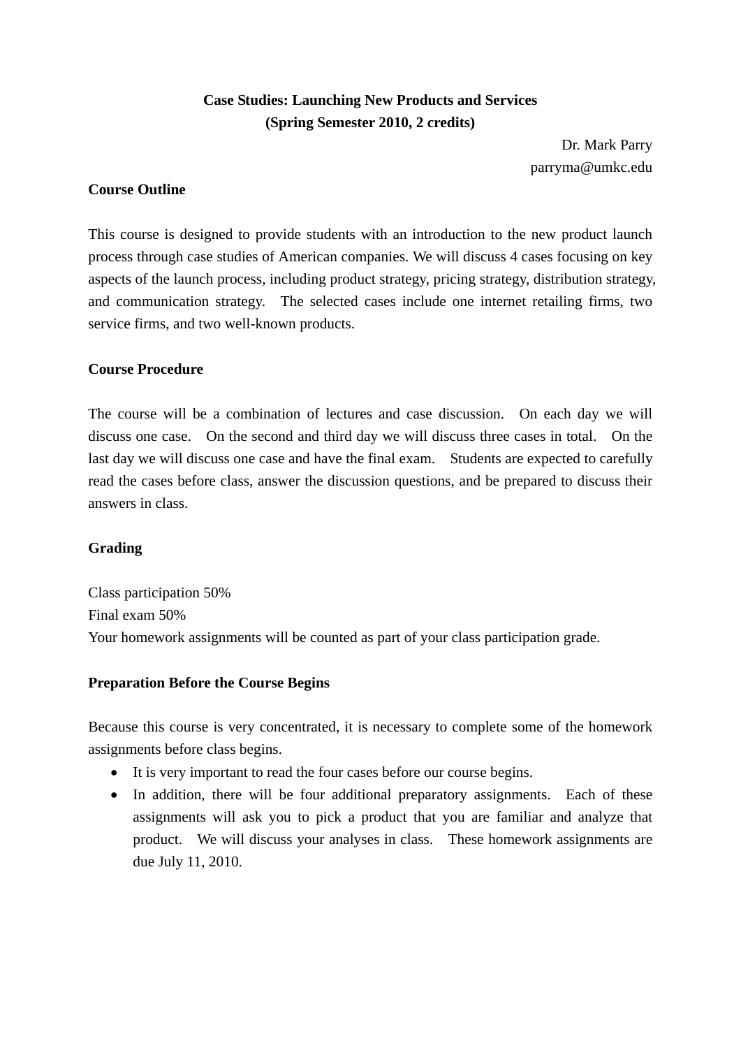**Case Studies: Launching New Products and Services**
**(Spring Semester 2010, 2 credits)**

Dr. Mark Parry
parryma@umkc.edu

**Course Outline**

This course is designed to provide students with an introduction to the new product launch process through case studies of American companies. We will discuss 4 cases focusing on key aspects of the launch process, including product strategy, pricing strategy, distribution strategy, and communication strategy. The selected cases include one internet retailing firms, two service firms, and two well-known products.

**Course Procedure**

The course will be a combination of lectures and case discussion. On each day we will discuss one case. On the second and third day we will discuss three cases in total. On the last day we will discuss one case and have the final exam. Students are expected to carefully read the cases before class, answer the discussion questions, and be prepared to discuss their answers in class.

**Grading**

Class participation 50%
Final exam 50%
Your homework assignments will be counted as part of your class participation grade.

**Preparation Before the Course Begins**

Because this course is very concentrated, it is necessary to complete some of the homework assignments before class begins.

- It is very important to read the four cases before our course begins.
- In addition, there will be four additional preparatory assignments. Each of these assignments will ask you to pick a product that you are familiar and analyze that product. We will discuss your analyses in class. These homework assignments are due July 11, 2010.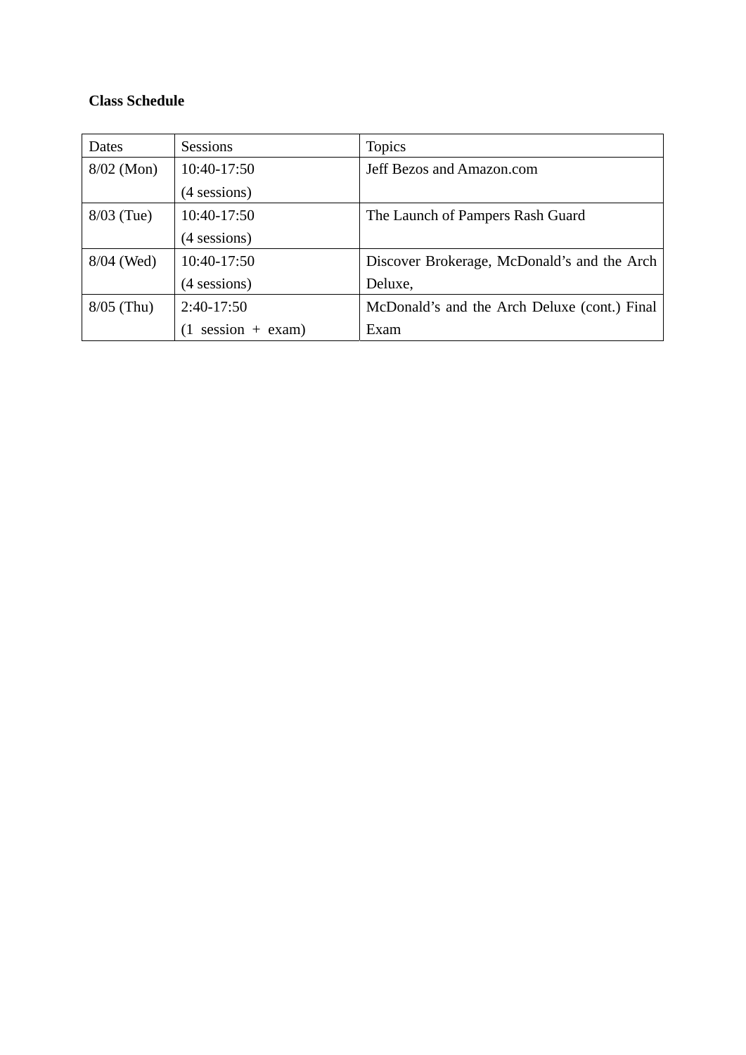**Class Schedule**

| Dates | Sessions | Topics |
|---|---|---|
| 8/02 (Mon) | 10:40-17:50 (4 sessions) | Jeff Bezos and Amazon.com |
| 8/03 (Tue) | 10:40-17:50 (4 sessions) | The Launch of Pampers Rash Guard |
| 8/04 (Wed) | 10:40-17:50 (4 sessions) | Discover Brokerage, McDonald's and the Arch Deluxe, |
| 8/05 (Thu) | 2:40-17:50 (1 session + exam) | McDonald's and the Arch Deluxe (cont.) Final Exam |